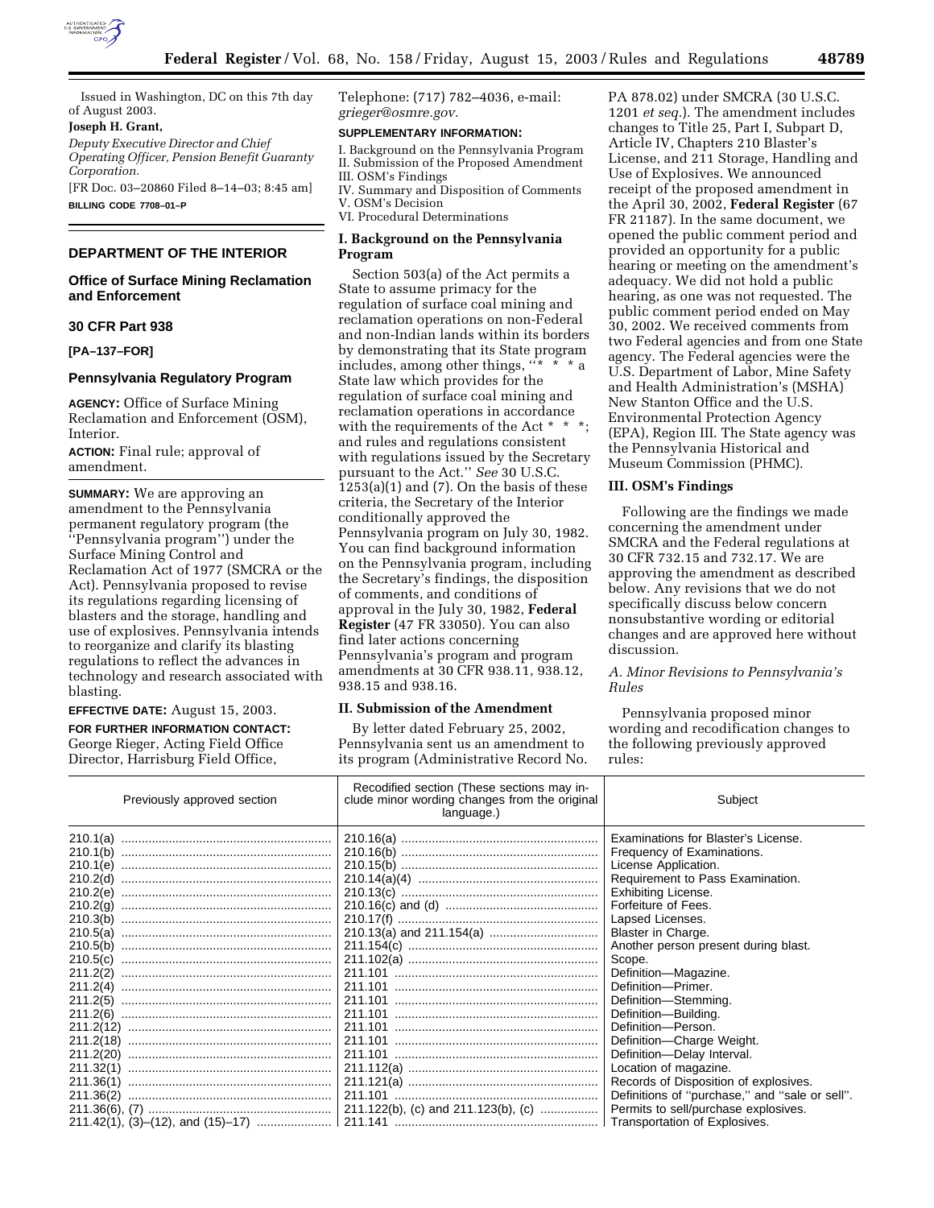Issued in Washington, DC on this 7th day of August 2003.

**Joseph H. Grant,**

*Deputy Executive Director and Chief Operating Officer, Pension Benefit Guaranty Corporation.*

[FR Doc. 03–20860 Filed 8–14–03; 8:45 am]

**BILLING CODE 7708–01–P**

## DEPARTMENT OF THE INTERIOR

### Office of Surface Mining Reclamation and Enforcement

### 30 CFR Part 938

**[PA–137–FOR]**

### Pennsylvania Regulatory Program

**AGENCY:** Office of Surface Mining Reclamation and Enforcement (OSM), Interior.

**ACTION:** Final rule; approval of amendment.

**SUMMARY:** We are approving an amendment to the Pennsylvania permanent regulatory program (the ''Pennsylvania program'') under the Surface Mining Control and Reclamation Act of 1977 (SMCRA or the Act). Pennsylvania proposed to revise its regulations regarding licensing of blasters and the storage, handling and use of explosives. Pennsylvania intends to reorganize and clarify its blasting regulations to reflect the advances in technology and research associated with blasting.

**EFFECTIVE DATE:** August 15, 2003.

**FOR FURTHER INFORMATION CONTACT:** George Rieger, Acting Field Office Director, Harrisburg Field Office, Telephone: (717) 782–4036, e-mail: *grieger@osmre.gov.*

**SUPPLEMENTARY INFORMATION:**

I. Background on the Pennsylvania Program
II. Submission of the Proposed Amendment
III. OSM's Findings
IV. Summary and Disposition of Comments
V. OSM's Decision
VI. Procedural Determinations

### I. Background on the Pennsylvania Program

Section 503(a) of the Act permits a State to assume primacy for the regulation of surface coal mining and reclamation operations on non-Federal and non-Indian lands within its borders by demonstrating that its State program includes, among other things, ''* * * a State law which provides for the regulation of surface coal mining and reclamation operations in accordance with the requirements of the Act * * *; and rules and regulations consistent with regulations issued by the Secretary pursuant to the Act.'' *See* 30 U.S.C. 1253(a)(1) and (7). On the basis of these criteria, the Secretary of the Interior conditionally approved the Pennsylvania program on July 30, 1982. You can find background information on the Pennsylvania program, including the Secretary's findings, the disposition of comments, and conditions of approval in the July 30, 1982, **Federal Register** (47 FR 33050). You can also find later actions concerning Pennsylvania's program and program amendments at 30 CFR 938.11, 938.12, 938.15 and 938.16.

### II. Submission of the Amendment

By letter dated February 25, 2002, Pennsylvania sent us an amendment to its program (Administrative Record No. PA 878.02) under SMCRA (30 U.S.C. 1201 *et seq.*). The amendment includes changes to Title 25, Part I, Subpart D, Article IV, Chapters 210 Blaster's License, and 211 Storage, Handling and Use of Explosives. We announced receipt of the proposed amendment in the April 30, 2002, **Federal Register** (67 FR 21187). In the same document, we opened the public comment period and provided an opportunity for a public hearing or meeting on the amendment's adequacy. We did not hold a public hearing, as one was not requested. The public comment period ended on May 30, 2002. We received comments from two Federal agencies and from one State agency. The Federal agencies were the U.S. Department of Labor, Mine Safety and Health Administration's (MSHA) New Stanton Office and the U.S. Environmental Protection Agency (EPA), Region III. The State agency was the Pennsylvania Historical and Museum Commission (PHMC).

### III. OSM's Findings

Following are the findings we made concerning the amendment under SMCRA and the Federal regulations at 30 CFR 732.15 and 732.17. We are approving the amendment as described below. Any revisions that we do not specifically discuss below concern nonsubstantive wording or editorial changes and are approved here without discussion.

*A. Minor Revisions to Pennsylvania's Rules*

Pennsylvania proposed minor wording and recodification changes to the following previously approved rules:

| Previously approved section | Recodified section (These sections may include minor wording changes from the original language.) | Subject |
|---|---|---|
| 210.1(a) | 210.16(a) | Examinations for Blaster's License. |
| 210.1(b) | 210.16(b) | Frequency of Examinations. |
| 210.1(e) | 210.15(b) | License Application. |
| 210.2(d) | 210.14(a)(4) | Requirement to Pass Examination. |
| 210.2(e) | 210.13(c) | Exhibiting License. |
| 210.2(g) | 210.16(c) and (d) | Forfeiture of Fees. |
| 210.3(b) | 210.17(f) | Lapsed Licenses. |
| 210.5(a) | 210.13(a) and 211.154(a) | Blaster in Charge. |
| 210.5(b) | 211.154(c) | Another person present during blast. |
| 210.5(c) | 211.102(a) | Scope. |
| 211.2(2) | 211.101 | Definition—Magazine. |
| 211.2(4) | 211.101 | Definition—Primer. |
| 211.2(5) | 211.101 | Definition—Stemming. |
| 211.2(6) | 211.101 | Definition—Building. |
| 211.2(12) | 211.101 | Definition—Person. |
| 211.2(18) | 211.101 | Definition—Charge Weight. |
| 211.2(20) | 211.101 | Definition—Delay Interval. |
| 211.32(1) | 211.112(a) | Location of magazine. |
| 211.36(1) | 211.121(a) | Records of Disposition of explosives. |
| 211.36(2) | 211.101 | Definitions of ''purchase,'' and ''sale or sell''. |
| 211.36(6), (7) | 211.122(b), (c) and 211.123(b), (c) | Permits to sell/purchase explosives. |
| 211.42(1), (3)–(12), and (15)–17) | 211.141 | Transportation of Explosives. |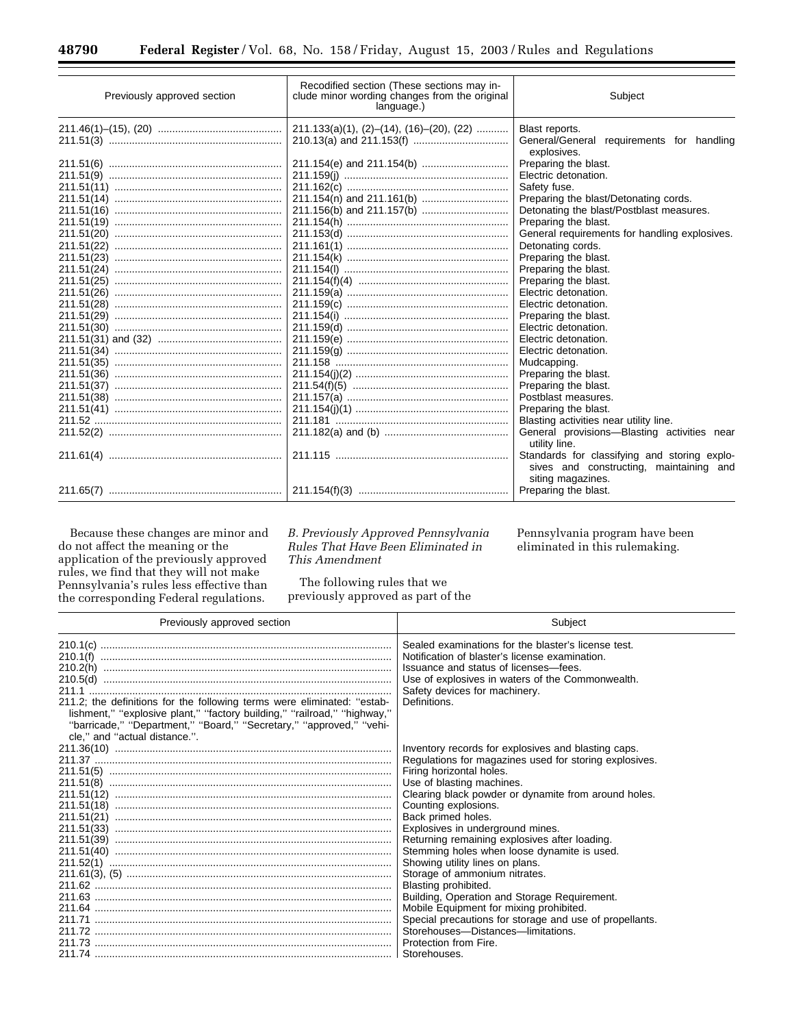| Previously approved section | Recodified section (These sections may include minor wording changes from the original language.) | Subject |
|---|---|---|
| 211.46(1)–(15), (20) | 211.133(a)(1), (2)–(14), (16)–(20), (22) | Blast reports. |
| 211.51(3) | 210.13(a) and 211.153(f) | General/General requirements for handling explosives. |
| 211.51(6) | 211.154(e) and 211.154(b) | Preparing the blast. |
| 211.51(9) | 211.159(j) | Electric detonation. |
| 211.51(11) | 211.162(c) | Safety fuse. |
| 211.51(14) | 211.154(n) and 211.161(b) | Preparing the blast/Detonating cords. |
| 211.51(16) | 211.156(b) and 211.157(b) | Detonating the blast/Postblast measures. |
| 211.51(19) | 211.154(h) | Preparing the blast. |
| 211.51(20) | 211.153(d) | General requirements for handling explosives. |
| 211.51(22) | 211.161(1) | Detonating cords. |
| 211.51(23) | 211.154(k) | Preparing the blast. |
| 211.51(24) | 211.154(l) | Preparing the blast. |
| 211.51(25) | 211.154(f)(4) | Preparing the blast. |
| 211.51(26) | 211.159(a) | Electric detonation. |
| 211.51(28) | 211.159(c) | Electric detonation. |
| 211.51(29) | 211.154(i) | Preparing the blast. |
| 211.51(30) | 211.159(d) | Electric detonation. |
| 211.51(31) and (32) | 211.159(e) | Electric detonation. |
| 211.51(34) | 211.159(g) | Electric detonation. |
| 211.51(35) | 211.158 | Mudcapping. |
| 211.51(36) | 211.154(j)(2) | Preparing the blast. |
| 211.51(37) | 211.54(f)(5) | Preparing the blast. |
| 211.51(38) | 211.157(a) | Postblast measures. |
| 211.51(41) | 211.154(j)(1) | Preparing the blast. |
| 211.52 | 211.181 | Blasting activities near utility line. |
| 211.52(2) | 211.182(a) and (b) | General provisions—Blasting activities near utility line. |
| 211.61(4) | 211.115 | Standards for classifying and storing explosives and constructing, maintaining and siting magazines. |
| 211.65(7) | 211.154(f)(3) | Preparing the blast. |

Because these changes are minor and do not affect the meaning or the application of the previously approved rules, we find that they will not make Pennsylvania's rules less effective than the corresponding Federal regulations.

*B. Previously Approved Pennsylvania Rules That Have Been Eliminated in This Amendment*

The following rules that we previously approved as part of the Pennsylvania program have been eliminated in this rulemaking.

| Previously approved section | Subject |
|---|---|
| 210.1(c) | Sealed examinations for the blaster's license test. |
| 210.1(f) | Notification of blaster's license examination. |
| 210.2(h) | Issuance and status of licenses—fees. |
| 210.5(d) | Use of explosives in waters of the Commonwealth. |
| 211.1 | Safety devices for machinery. |
| 211.2; the definitions for the following terms were eliminated: "establishment," "explosive plant," "factory building," "railroad," "highway," "barricade," "Department," "Board," "Secretary," "approved," "vehicle," and "actual distance.". | Definitions. |
| 211.36(10) | Inventory records for explosives and blasting caps. |
| 211.37 | Regulations for magazines used for storing explosives. |
| 211.51(5) | Firing horizontal holes. |
| 211.51(8) | Use of blasting machines. |
| 211.51(12) | Clearing black powder or dynamite from around holes. |
| 211.51(18) | Counting explosions. |
| 211.51(21) | Back primed holes. |
| 211.51(33) | Explosives in underground mines. |
| 211.51(39) | Returning remaining explosives after loading. |
| 211.51(40) | Stemming holes when loose dynamite is used. |
| 211.52(1) | Showing utility lines on plans. |
| 211.61(3), (5) | Storage of ammonium nitrates. |
| 211.62 | Blasting prohibited. |
| 211.63 | Building, Operation and Storage Requirement. |
| 211.64 | Mobile Equipment for mixing prohibited. |
| 211.71 | Special precautions for storage and use of propellants. |
| 211.72 | Storehouses—Distances—limitations. |
| 211.73 | Protection from Fire. |
| 211.74 | Storehouses. |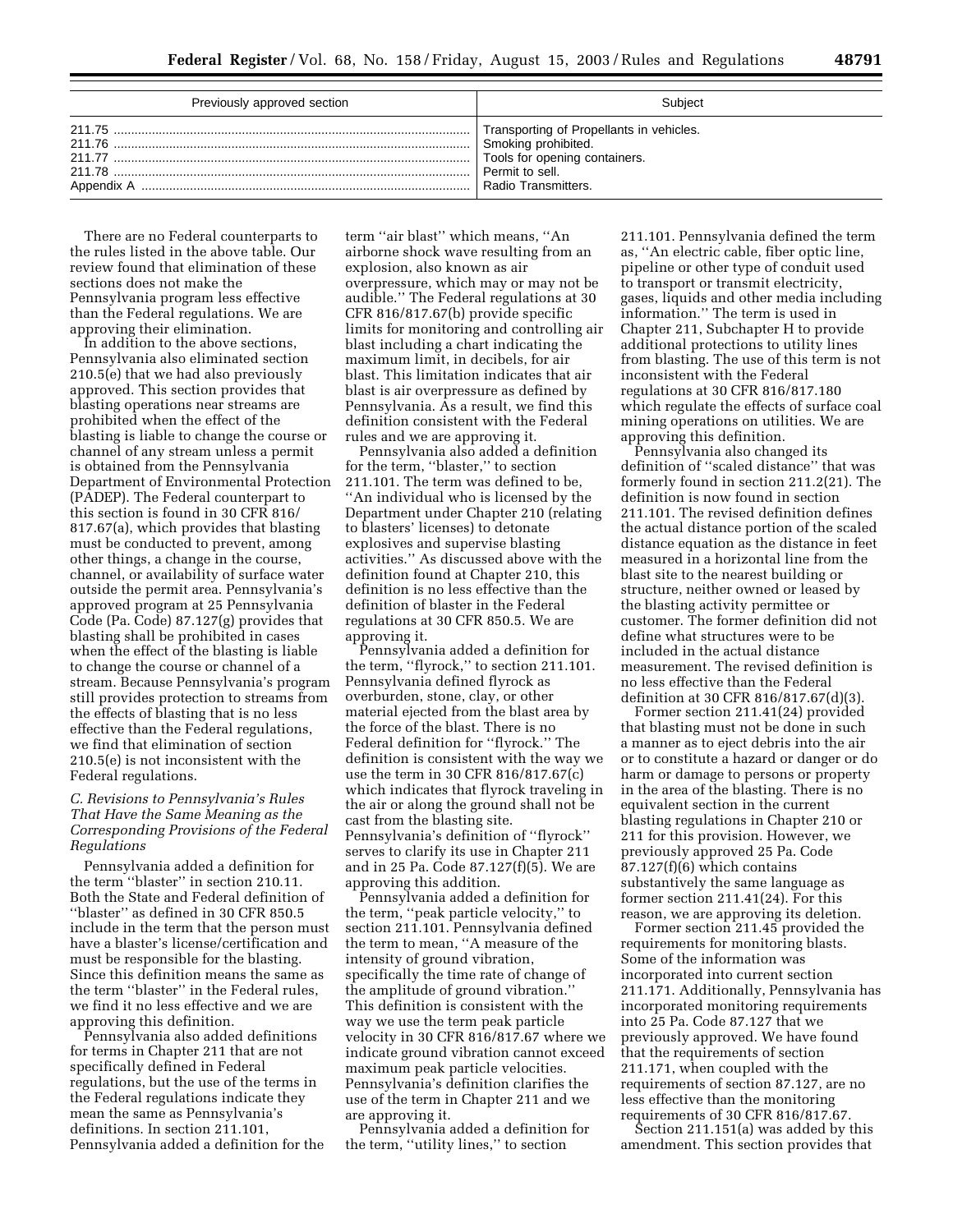| Previously approved section | Subject |
| --- | --- |
| 211.75 | Transporting of Propellants in vehicles. |
| 211.76 | Smoking prohibited. |
| 211.77 | Tools for opening containers. |
| 211.78 | Permit to sell. |
| Appendix A | Radio Transmitters. |

There are no Federal counterparts to the rules listed in the above table. Our review found that elimination of these sections does not make the Pennsylvania program less effective than the Federal regulations. We are approving their elimination.

In addition to the above sections, Pennsylvania also eliminated section 210.5(e) that we had also previously approved. This section provides that blasting operations near streams are prohibited when the effect of the blasting is liable to change the course or channel of any stream unless a permit is obtained from the Pennsylvania Department of Environmental Protection (PADEP). The Federal counterpart to this section is found in 30 CFR 816/817.67(a), which provides that blasting must be conducted to prevent, among other things, a change in the course, channel, or availability of surface water outside the permit area. Pennsylvania's approved program at 25 Pennsylvania Code (Pa. Code) 87.127(g) provides that blasting shall be prohibited in cases when the effect of the blasting is liable to change the course or channel of a stream. Because Pennsylvania's program still provides protection to streams from the effects of blasting that is no less effective than the Federal regulations, we find that elimination of section 210.5(e) is not inconsistent with the Federal regulations.

### *C. Revisions to Pennsylvania's Rules That Have the Same Meaning as the Corresponding Provisions of the Federal Regulations*

Pennsylvania added a definition for the term "blaster" in section 210.11. Both the State and Federal definition of "blaster" as defined in 30 CFR 850.5 include in the term that the person must have a blaster's license/certification and must be responsible for the blasting. Since this definition means the same as the term "blaster" in the Federal rules, we find it no less effective and we are approving this definition.

Pennsylvania also added definitions for terms in Chapter 211 that are not specifically defined in Federal regulations, but the use of the terms in the Federal regulations indicate they mean the same as Pennsylvania's definitions. In section 211.101, Pennsylvania added a definition for the term "air blast" which means, "An airborne shock wave resulting from an explosion, also known as air overpressure, which may or may not be audible." The Federal regulations at 30 CFR 816/817.67(b) provide specific limits for monitoring and controlling air blast including a chart indicating the maximum limit, in decibels, for air blast. This limitation indicates that air blast is air overpressure as defined by Pennsylvania. As a result, we find this definition consistent with the Federal rules and we are approving it.

Pennsylvania also added a definition for the term, "blaster," to section 211.101. The term was defined to be, "An individual who is licensed by the Department under Chapter 210 (relating to blasters' licenses) to detonate explosives and supervise blasting activities." As discussed above with the definition found at Chapter 210, this definition is no less effective than the definition of blaster in the Federal regulations at 30 CFR 850.5. We are approving it.

Pennsylvania added a definition for the term, "flyrock," to section 211.101. Pennsylvania defined flyrock as overburden, stone, clay, or other material ejected from the blast area by the force of the blast. There is no Federal definition for "flyrock." The definition is consistent with the way we use the term in 30 CFR 816/817.67(c) which indicates that flyrock traveling in the air or along the ground shall not be cast from the blasting site. Pennsylvania's definition of "flyrock" serves to clarify its use in Chapter 211 and in 25 Pa. Code 87.127(f)(5). We are approving this addition.

Pennsylvania added a definition for the term, "peak particle velocity," to section 211.101. Pennsylvania defined the term to mean, "A measure of the intensity of ground vibration, specifically the time rate of change of the amplitude of ground vibration." This definition is consistent with the way we use the term peak particle velocity in 30 CFR 816/817.67 where we indicate ground vibration cannot exceed maximum peak particle velocities. Pennsylvania's definition clarifies the use of the term in Chapter 211 and we are approving it.

Pennsylvania added a definition for the term, "utility lines," to section 211.101. Pennsylvania defined the term as, "An electric cable, fiber optic line, pipeline or other type of conduit used to transport or transmit electricity, gases, liquids and other media including information." The term is used in Chapter 211, Subchapter H to provide additional protections to utility lines from blasting. The use of this term is not inconsistent with the Federal regulations at 30 CFR 816/817.180 which regulate the effects of surface coal mining operations on utilities. We are approving this definition.

Pennsylvania also changed its definition of "scaled distance" that was formerly found in section 211.2(21). The definition is now found in section 211.101. The revised definition defines the actual distance portion of the scaled distance equation as the distance in feet measured in a horizontal line from the blast site to the nearest building or structure, neither owned or leased by the blasting activity permittee or customer. The former definition did not define what structures were to be included in the actual distance measurement. The revised definition is no less effective than the Federal definition at 30 CFR 816/817.67(d)(3).

Former section 211.41(24) provided that blasting must not be done in such a manner as to eject debris into the air or to constitute a hazard or danger or do harm or damage to persons or property in the area of the blasting. There is no equivalent section in the current blasting regulations in Chapter 210 or 211 for this provision. However, we previously approved 25 Pa. Code 87.127(f)(6) which contains substantively the same language as former section 211.41(24). For this reason, we are approving its deletion.

Former section 211.45 provided the requirements for monitoring blasts. Some of the information was incorporated into current section 211.171. Additionally, Pennsylvania has incorporated monitoring requirements into 25 Pa. Code 87.127 that we previously approved. We have found that the requirements of section 211.171, when coupled with the requirements of section 87.127, are no less effective than the monitoring requirements of 30 CFR 816/817.67.

Section 211.151(a) was added by this amendment. This section provides that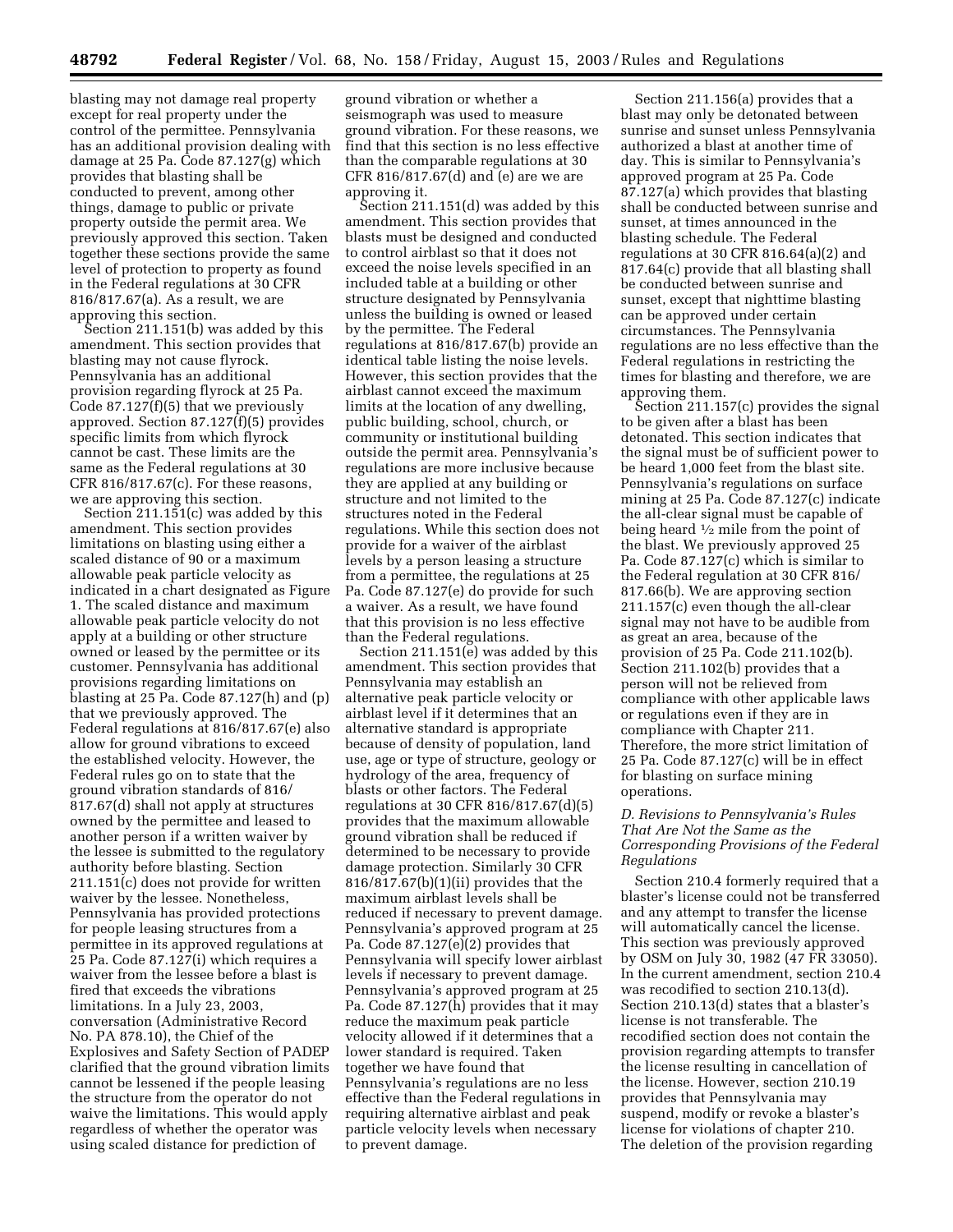blasting may not damage real property except for real property under the control of the permittee. Pennsylvania has an additional provision dealing with damage at 25 Pa. Code 87.127(g) which provides that blasting shall be conducted to prevent, among other things, damage to public or private property outside the permit area. We previously approved this section. Taken together these sections provide the same level of protection to property as found in the Federal regulations at 30 CFR 816/817.67(a). As a result, we are approving this section.

Section 211.151(b) was added by this amendment. This section provides that blasting may not cause flyrock. Pennsylvania has an additional provision regarding flyrock at 25 Pa. Code 87.127(f)(5) that we previously approved. Section 87.127(f)(5) provides specific limits from which flyrock cannot be cast. These limits are the same as the Federal regulations at 30 CFR 816/817.67(c). For these reasons, we are approving this section.

Section 211.151(c) was added by this amendment. This section provides limitations on blasting using either a scaled distance of 90 or a maximum allowable peak particle velocity as indicated in a chart designated as Figure 1. The scaled distance and maximum allowable peak particle velocity do not apply at a building or other structure owned or leased by the permittee or its customer. Pennsylvania has additional provisions regarding limitations on blasting at 25 Pa. Code 87.127(h) and (p) that we previously approved. The Federal regulations at 816/817.67(e) also allow for ground vibrations to exceed the established velocity. However, the Federal rules go on to state that the ground vibration standards of 816/817.67(d) shall not apply at structures owned by the permittee and leased to another person if a written waiver by the lessee is submitted to the regulatory authority before blasting. Section 211.151(c) does not provide for written waiver by the lessee. Nonetheless, Pennsylvania has provided protections for people leasing structures from a permittee in its approved regulations at 25 Pa. Code 87.127(i) which requires a waiver from the lessee before a blast is fired that exceeds the vibrations limitations. In a July 23, 2003, conversation (Administrative Record No. PA 878.10), the Chief of the Explosives and Safety Section of PADEP clarified that the ground vibration limits cannot be lessened if the people leasing the structure from the operator do not waive the limitations. This would apply regardless of whether the operator was using scaled distance for prediction of ground vibration or whether a seismograph was used to measure ground vibration. For these reasons, we find that this section is no less effective than the comparable regulations at 30 CFR 816/817.67(d) and (e) are we are approving it.

Section 211.151(d) was added by this amendment. This section provides that blasts must be designed and conducted to control airblast so that it does not exceed the noise levels specified in an included table at a building or other structure designated by Pennsylvania unless the building is owned or leased by the permittee. The Federal regulations at 816/817.67(b) provide an identical table listing the noise levels. However, this section provides that the airblast cannot exceed the maximum limits at the location of any dwelling, public building, school, church, or community or institutional building outside the permit area. Pennsylvania's regulations are more inclusive because they are applied at any building or structure and not limited to the structures noted in the Federal regulations. While this section does not provide for a waiver of the airblast levels by a person leasing a structure from a permittee, the regulations at 25 Pa. Code 87.127(e) do provide for such a waiver. As a result, we have found that this provision is no less effective than the Federal regulations.

Section 211.151(e) was added by this amendment. This section provides that Pennsylvania may establish an alternative peak particle velocity or airblast level if it determines that an alternative standard is appropriate because of density of population, land use, age or type of structure, geology or hydrology of the area, frequency of blasts or other factors. The Federal regulations at 30 CFR 816/817.67(d)(5) provides that the maximum allowable ground vibration shall be reduced if determined to be necessary to provide damage protection. Similarly 30 CFR 816/817.67(b)(1)(ii) provides that the maximum airblast levels shall be reduced if necessary to prevent damage. Pennsylvania's approved program at 25 Pa. Code 87.127(e)(2) provides that Pennsylvania will specify lower airblast levels if necessary to prevent damage. Pennsylvania's approved program at 25 Pa. Code 87.127(h) provides that it may reduce the maximum peak particle velocity allowed if it determines that a lower standard is required. Taken together we have found that Pennsylvania's regulations are no less effective than the Federal regulations in requiring alternative airblast and peak particle velocity levels when necessary to prevent damage.

Section 211.156(a) provides that a blast may only be detonated between sunrise and sunset unless Pennsylvania authorized a blast at another time of day. This is similar to Pennsylvania's approved program at 25 Pa. Code 87.127(a) which provides that blasting shall be conducted between sunrise and sunset, at times announced in the blasting schedule. The Federal regulations at 30 CFR 816.64(a)(2) and 817.64(c) provide that all blasting shall be conducted between sunrise and sunset, except that nighttime blasting can be approved under certain circumstances. The Pennsylvania regulations are no less effective than the Federal regulations in restricting the times for blasting and therefore, we are approving them.

Section 211.157(c) provides the signal to be given after a blast has been detonated. This section indicates that the signal must be of sufficient power to be heard 1,000 feet from the blast site. Pennsylvania's regulations on surface mining at 25 Pa. Code 87.127(c) indicate the all-clear signal must be capable of being heard ½ mile from the point of the blast. We previously approved 25 Pa. Code 87.127(c) which is similar to the Federal regulation at 30 CFR 816/817.66(b). We are approving section 211.157(c) even though the all-clear signal may not have to be audible from as great an area, because of the provision of 25 Pa. Code 211.102(b). Section 211.102(b) provides that a person will not be relieved from compliance with other applicable laws or regulations even if they are in compliance with Chapter 211. Therefore, the more strict limitation of 25 Pa. Code 87.127(c) will be in effect for blasting on surface mining operations.

### *D. Revisions to Pennsylvania's Rules That Are Not the Same as the Corresponding Provisions of the Federal Regulations*

Section 210.4 formerly required that a blaster's license could not be transferred and any attempt to transfer the license will automatically cancel the license. This section was previously approved by OSM on July 30, 1982 (47 FR 33050). In the current amendment, section 210.4 was recodified to section 210.13(d). Section 210.13(d) states that a blaster's license is not transferable. The recodified section does not contain the provision regarding attempts to transfer the license resulting in cancellation of the license. However, section 210.19 provides that Pennsylvania may suspend, modify or revoke a blaster's license for violations of chapter 210. The deletion of the provision regarding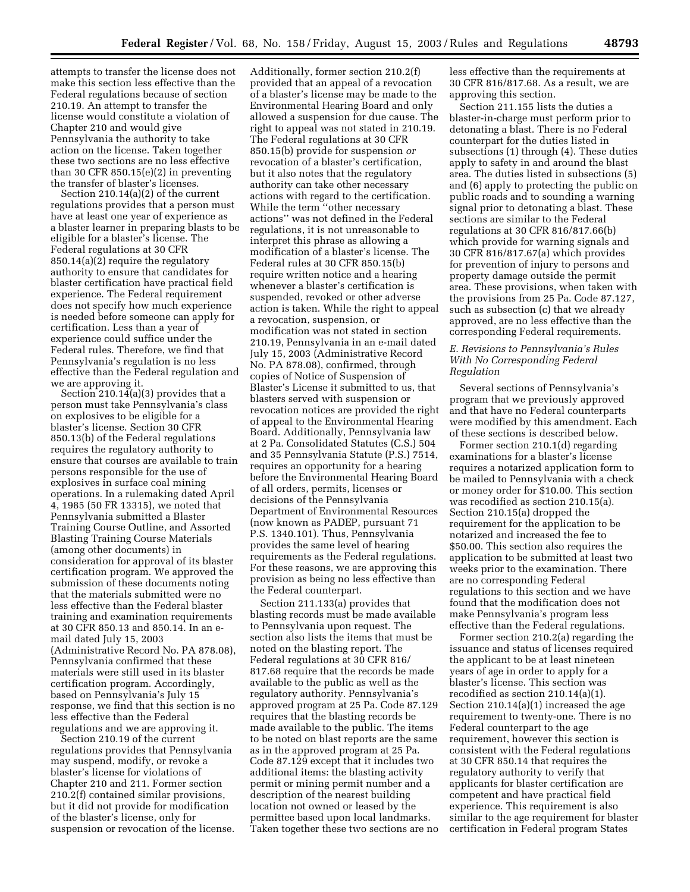attempts to transfer the license does not make this section less effective than the Federal regulations because of section 210.19. An attempt to transfer the license would constitute a violation of Chapter 210 and would give Pennsylvania the authority to take action on the license. Taken together these two sections are no less effective than 30 CFR 850.15(e)(2) in preventing the transfer of blaster's licenses.

Section 210.14(a)(2) of the current regulations provides that a person must have at least one year of experience as a blaster learner in preparing blasts to be eligible for a blaster's license. The Federal regulations at 30 CFR 850.14(a)(2) require the regulatory authority to ensure that candidates for blaster certification have practical field experience. The Federal requirement does not specify how much experience is needed before someone can apply for certification. Less than a year of experience could suffice under the Federal rules. Therefore, we find that Pennsylvania's regulation is no less effective than the Federal regulation and we are approving it.

Section 210.14(a)(3) provides that a person must take Pennsylvania's class on explosives to be eligible for a blaster's license. Section 30 CFR 850.13(b) of the Federal regulations requires the regulatory authority to ensure that courses are available to train persons responsible for the use of explosives in surface coal mining operations. In a rulemaking dated April 4, 1985 (50 FR 13315), we noted that Pennsylvania submitted a Blaster Training Course Outline, and Assorted Blasting Training Course Materials (among other documents) in consideration for approval of its blaster certification program. We approved the submission of these documents noting that the materials submitted were no less effective than the Federal blaster training and examination requirements at 30 CFR 850.13 and 850.14. In an e-mail dated July 15, 2003 (Administrative Record No. PA 878.08), Pennsylvania confirmed that these materials were still used in its blaster certification program. Accordingly, based on Pennsylvania's July 15 response, we find that this section is no less effective than the Federal regulations and we are approving it.

Section 210.19 of the current regulations provides that Pennsylvania may suspend, modify, or revoke a blaster's license for violations of Chapter 210 and 211. Former section 210.2(f) contained similar provisions, but it did not provide for modification of the blaster's license, only for suspension or revocation of the license. Additionally, former section 210.2(f) provided that an appeal of a revocation of a blaster's license may be made to the Environmental Hearing Board and only allowed a suspension for due cause. The right to appeal was not stated in 210.19. The Federal regulations at 30 CFR 850.15(b) provide for suspension *or* revocation of a blaster's certification, but it also notes that the regulatory authority can take other necessary actions with regard to the certification. While the term "other necessary actions" was not defined in the Federal regulations, it is not unreasonable to interpret this phrase as allowing a modification of a blaster's license. The Federal rules at 30 CFR 850.15(b) require written notice and a hearing whenever a blaster's certification is suspended, revoked or other adverse action is taken. While the right to appeal a revocation, suspension, or modification was not stated in section 210.19, Pennsylvania in an e-mail dated July 15, 2003 (Administrative Record No. PA 878.08), confirmed, through copies of Notice of Suspension of Blaster's License it submitted to us, that blasters served with suspension or revocation notices are provided the right of appeal to the Environmental Hearing Board. Additionally, Pennsylvania law at 2 Pa. Consolidated Statutes (C.S.) 504 and 35 Pennsylvania Statute (P.S.) 7514, requires an opportunity for a hearing before the Environmental Hearing Board of all orders, permits, licenses or decisions of the Pennsylvania Department of Environmental Resources (now known as PADEP, pursuant 71 P.S. 1340.101). Thus, Pennsylvania provides the same level of hearing requirements as the Federal regulations. For these reasons, we are approving this provision as being no less effective than the Federal counterpart.

Section 211.133(a) provides that blasting records must be made available to Pennsylvania upon request. The section also lists the items that must be noted on the blasting report. The Federal regulations at 30 CFR 816/817.68 require that the records be made available to the public as well as the regulatory authority. Pennsylvania's approved program at 25 Pa. Code 87.129 requires that the blasting records be made available to the public. The items to be noted on blast reports are the same as in the approved program at 25 Pa. Code 87.129 except that it includes two additional items: the blasting activity permit or mining permit number and a description of the nearest building location not owned or leased by the permittee based upon local landmarks. Taken together these two sections are no less effective than the requirements at 30 CFR 816/817.68. As a result, we are approving this section.

Section 211.155 lists the duties a blaster-in-charge must perform prior to detonating a blast. There is no Federal counterpart for the duties listed in subsections (1) through (4). These duties apply to safety in and around the blast area. The duties listed in subsections (5) and (6) apply to protecting the public on public roads and to sounding a warning signal prior to detonating a blast. These sections are similar to the Federal regulations at 30 CFR 816/817.66(b) which provide for warning signals and 30 CFR 816/817.67(a) which provides for prevention of injury to persons and property damage outside the permit area. These provisions, when taken with the provisions from 25 Pa. Code 87.127, such as subsection (c) that we already approved, are no less effective than the corresponding Federal requirements.

### *E. Revisions to Pennsylvania's Rules With No Corresponding Federal Regulation*

Several sections of Pennsylvania's program that we previously approved and that have no Federal counterparts were modified by this amendment. Each of these sections is described below.

Former section 210.1(d) regarding examinations for a blaster's license requires a notarized application form to be mailed to Pennsylvania with a check or money order for $10.00. This section was recodified as section 210.15(a). Section 210.15(a) dropped the requirement for the application to be notarized and increased the fee to $50.00. This section also requires the application to be submitted at least two weeks prior to the examination. There are no corresponding Federal regulations to this section and we have found that the modification does not make Pennsylvania's program less effective than the Federal regulations.

Former section 210.2(a) regarding the issuance and status of licenses required the applicant to be at least nineteen years of age in order to apply for a blaster's license. This section was recodified as section 210.14(a)(1). Section 210.14(a)(1) increased the age requirement to twenty-one. There is no Federal counterpart to the age requirement, however this section is consistent with the Federal regulations at 30 CFR 850.14 that requires the regulatory authority to verify that applicants for blaster certification are competent and have practical field experience. This requirement is also similar to the age requirement for blaster certification in Federal program States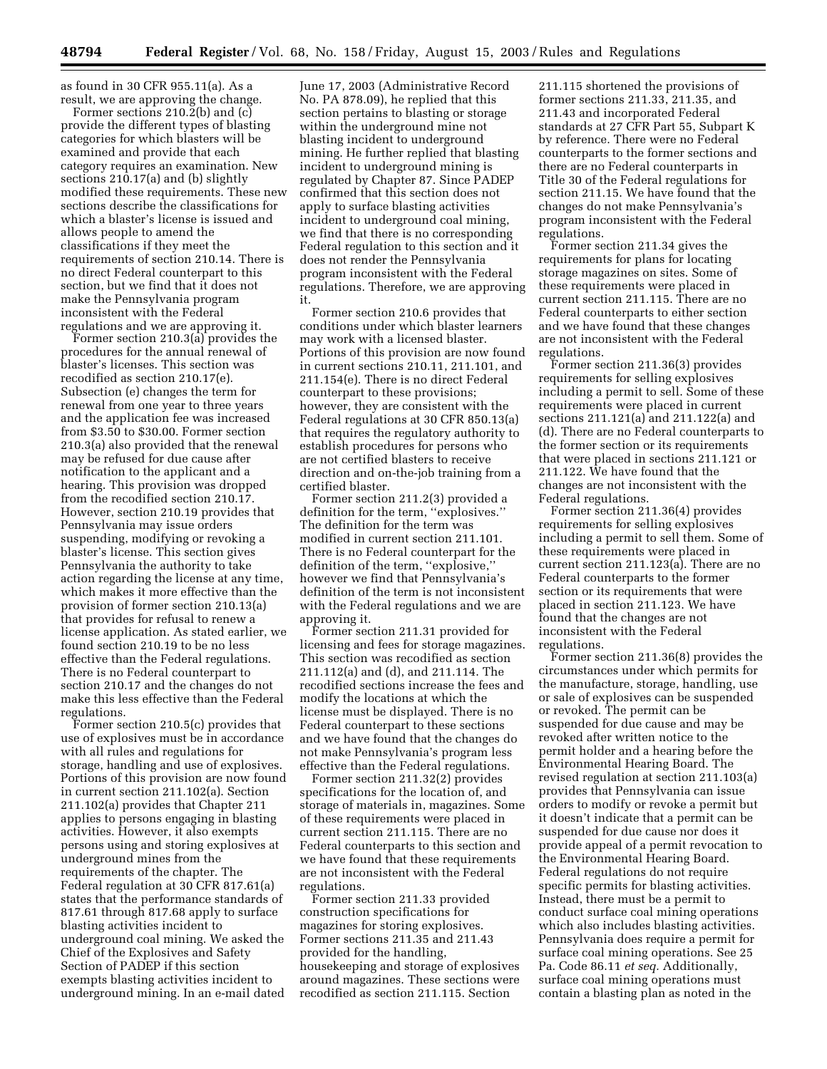as found in 30 CFR 955.11(a). As a result, we are approving the change.

Former sections 210.2(b) and (c) provide the different types of blasting categories for which blasters will be examined and provide that each category requires an examination. New sections 210.17(a) and (b) slightly modified these requirements. These new sections describe the classifications for which a blaster's license is issued and allows people to amend the classifications if they meet the requirements of section 210.14. There is no direct Federal counterpart to this section, but we find that it does not make the Pennsylvania program inconsistent with the Federal regulations and we are approving it.

Former section 210.3(a) provides the procedures for the annual renewal of blaster's licenses. This section was recodified as section 210.17(e). Subsection (e) changes the term for renewal from one year to three years and the application fee was increased from $3.50 to $30.00. Former section 210.3(a) also provided that the renewal may be refused for due cause after notification to the applicant and a hearing. This provision was dropped from the recodified section 210.17. However, section 210.19 provides that Pennsylvania may issue orders suspending, modifying or revoking a blaster's license. This section gives Pennsylvania the authority to take action regarding the license at any time, which makes it more effective than the provision of former section 210.13(a) that provides for refusal to renew a license application. As stated earlier, we found section 210.19 to be no less effective than the Federal regulations. There is no Federal counterpart to section 210.17 and the changes do not make this less effective than the Federal regulations.

Former section 210.5(c) provides that use of explosives must be in accordance with all rules and regulations for storage, handling and use of explosives. Portions of this provision are now found in current section 211.102(a). Section 211.102(a) provides that Chapter 211 applies to persons engaging in blasting activities. However, it also exempts persons using and storing explosives at underground mines from the requirements of the chapter. The Federal regulation at 30 CFR 817.61(a) states that the performance standards of 817.61 through 817.68 apply to surface blasting activities incident to underground coal mining. We asked the Chief of the Explosives and Safety Section of PADEP if this section exempts blasting activities incident to underground mining. In an e-mail dated June 17, 2003 (Administrative Record No. PA 878.09), he replied that this section pertains to blasting or storage within the underground mine not blasting incident to underground mining. He further replied that blasting incident to underground mining is regulated by Chapter 87. Since PADEP confirmed that this section does not apply to surface blasting activities incident to underground coal mining, we find that there is no corresponding Federal regulation to this section and it does not render the Pennsylvania program inconsistent with the Federal regulations. Therefore, we are approving it.

Former section 210.6 provides that conditions under which blaster learners may work with a licensed blaster. Portions of this provision are now found in current sections 210.11, 211.101, and 211.154(e). There is no direct Federal counterpart to these provisions; however, they are consistent with the Federal regulations at 30 CFR 850.13(a) that requires the regulatory authority to establish procedures for persons who are not certified blasters to receive direction and on-the-job training from a certified blaster.

Former section 211.2(3) provided a definition for the term, ''explosives.'' The definition for the term was modified in current section 211.101. There is no Federal counterpart for the definition of the term, ''explosive,'' however we find that Pennsylvania's definition of the term is not inconsistent with the Federal regulations and we are approving it.

Former section 211.31 provided for licensing and fees for storage magazines. This section was recodified as section 211.112(a) and (d), and 211.114. The recodified sections increase the fees and modify the locations at which the license must be displayed. There is no Federal counterpart to these sections and we have found that the changes do not make Pennsylvania's program less effective than the Federal regulations.

Former section 211.32(2) provides specifications for the location of, and storage of materials in, magazines. Some of these requirements were placed in current section 211.115. There are no Federal counterparts to this section and we have found that these requirements are not inconsistent with the Federal regulations.

Former section 211.33 provided construction specifications for magazines for storing explosives. Former sections 211.35 and 211.43 provided for the handling, housekeeping and storage of explosives around magazines. These sections were recodified as section 211.115. Section 211.115 shortened the provisions of former sections 211.33, 211.35, and 211.43 and incorporated Federal standards at 27 CFR Part 55, Subpart K by reference. There were no Federal counterparts to the former sections and there are no Federal counterparts in Title 30 of the Federal regulations for section 211.15. We have found that the changes do not make Pennsylvania's program inconsistent with the Federal regulations.

Former section 211.34 gives the requirements for plans for locating storage magazines on sites. Some of these requirements were placed in current section 211.115. There are no Federal counterparts to either section and we have found that these changes are not inconsistent with the Federal regulations.

Former section 211.36(3) provides requirements for selling explosives including a permit to sell. Some of these requirements were placed in current sections 211.121(a) and 211.122(a) and (d). There are no Federal counterparts to the former section or its requirements that were placed in sections 211.121 or 211.122. We have found that the changes are not inconsistent with the Federal regulations.

Former section 211.36(4) provides requirements for selling explosives including a permit to sell them. Some of these requirements were placed in current section 211.123(a). There are no Federal counterparts to the former section or its requirements that were placed in section 211.123. We have found that the changes are not inconsistent with the Federal regulations.

Former section 211.36(8) provides the circumstances under which permits for the manufacture, storage, handling, use or sale of explosives can be suspended or revoked. The permit can be suspended for due cause and may be revoked after written notice to the permit holder and a hearing before the Environmental Hearing Board. The revised regulation at section 211.103(a) provides that Pennsylvania can issue orders to modify or revoke a permit but it doesn't indicate that a permit can be suspended for due cause nor does it provide appeal of a permit revocation to the Environmental Hearing Board. Federal regulations do not require specific permits for blasting activities. Instead, there must be a permit to conduct surface coal mining operations which also includes blasting activities. Pennsylvania does require a permit for surface coal mining operations. See 25 Pa. Code 86.11 *et seq.* Additionally, surface coal mining operations must contain a blasting plan as noted in the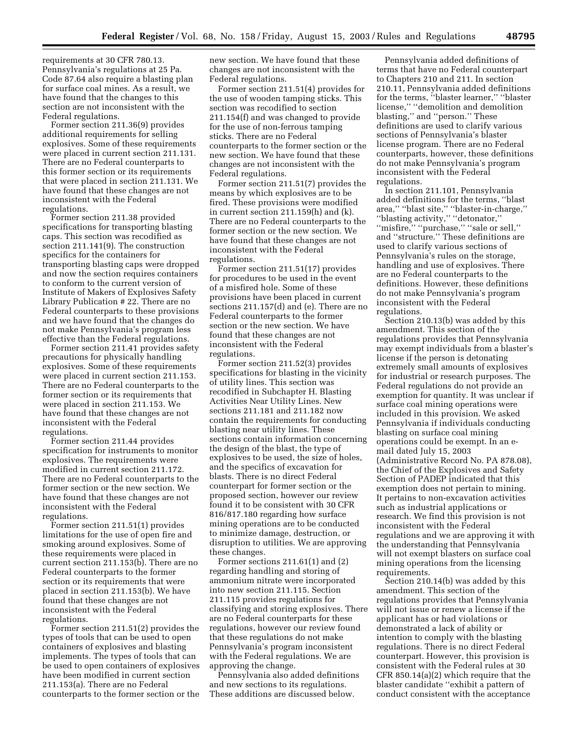requirements at 30 CFR 780.13. Pennsylvania's regulations at 25 Pa. Code 87.64 also require a blasting plan for surface coal mines. As a result, we have found that the changes to this section are not inconsistent with the Federal regulations.

Former section 211.36(9) provides additional requirements for selling explosives. Some of these requirements were placed in current section 211.131. There are no Federal counterparts to this former section or its requirements that were placed in section 211.131. We have found that these changes are not inconsistent with the Federal regulations.

Former section 211.38 provided specifications for transporting blasting caps. This section was recodified as section 211.141(9). The construction specifics for the containers for transporting blasting caps were dropped and now the section requires containers to conform to the current version of Institute of Makers of Explosives Safety Library Publication # 22. There are no Federal counterparts to these provisions and we have found that the changes do not make Pennsylvania's program less effective than the Federal regulations.

Former section 211.41 provides safety precautions for physically handling explosives. Some of these requirements were placed in current section 211.153. There are no Federal counterparts to the former section or its requirements that were placed in section 211.153. We have found that these changes are not inconsistent with the Federal regulations.

Former section 211.44 provides specification for instruments to monitor explosives. The requirements were modified in current section 211.172. There are no Federal counterparts to the former section or the new section. We have found that these changes are not inconsistent with the Federal regulations.

Former section 211.51(1) provides limitations for the use of open fire and smoking around explosives. Some of these requirements were placed in current section 211.153(b). There are no Federal counterparts to the former section or its requirements that were placed in section 211.153(b). We have found that these changes are not inconsistent with the Federal regulations.

Former section 211.51(2) provides the types of tools that can be used to open containers of explosives and blasting implements. The types of tools that can be used to open containers of explosives have been modified in current section 211.153(a). There are no Federal counterparts to the former section or the new section. We have found that these changes are not inconsistent with the Federal regulations.

Former section 211.51(4) provides for the use of wooden tamping sticks. This section was recodified to section 211.154(f) and was changed to provide for the use of non-ferrous tamping sticks. There are no Federal counterparts to the former section or the new section. We have found that these changes are not inconsistent with the Federal regulations.

Former section 211.51(7) provides the means by which explosives are to be fired. These provisions were modified in current section 211.159(h) and (k). There are no Federal counterparts to the former section or the new section. We have found that these changes are not inconsistent with the Federal regulations.

Former section 211.51(17) provides for procedures to be used in the event of a misfired hole. Some of these provisions have been placed in current sections 211.157(d) and (e). There are no Federal counterparts to the former section or the new section. We have found that these changes are not inconsistent with the Federal regulations.

Former section 211.52(3) provides specifications for blasting in the vicinity of utility lines. This section was recodified in Subchapter H. Blasting Activities Near Utility Lines. New sections 211.181 and 211.182 now contain the requirements for conducting blasting near utility lines. These sections contain information concerning the design of the blast, the type of explosives to be used, the size of holes, and the specifics of excavation for blasts. There is no direct Federal counterpart for former section or the proposed section, however our review found it to be consistent with 30 CFR 816/817.180 regarding how surface mining operations are to be conducted to minimize damage, destruction, or disruption to utilities. We are approving these changes.

Former sections 211.61(1) and (2) regarding handling and storing of ammonium nitrate were incorporated into new section 211.115. Section 211.115 provides regulations for classifying and storing explosives. There are no Federal counterparts for these regulations, however our review found that these regulations do not make Pennsylvania's program inconsistent with the Federal regulations. We are approving the change.

Pennsylvania also added definitions and new sections to its regulations. These additions are discussed below.

Pennsylvania added definitions of terms that have no Federal counterpart to Chapters 210 and 211. In section 210.11, Pennsylvania added definitions for the terms, ''blaster learner,'' ''blaster license,'' ''demolition and demolition blasting,'' and ''person.'' These definitions are used to clarify various sections of Pennsylvania's blaster license program. There are no Federal counterparts, however, these definitions do not make Pennsylvania's program inconsistent with the Federal regulations.

In section 211.101, Pennsylvania added definitions for the terms, ''blast area,'' ''blast site,'' ''blaster-in-charge,'' ''blasting activity,'' ''detonator,'' ''misfire,'' ''purchase,'' ''sale or sell,'' and ''structure.'' These definitions are used to clarify various sections of Pennsylvania's rules on the storage, handling and use of explosives. There are no Federal counterparts to the definitions. However, these definitions do not make Pennsylvania's program inconsistent with the Federal regulations.

Section 210.13(b) was added by this amendment. This section of the regulations provides that Pennsylvania may exempt individuals from a blaster's license if the person is detonating extremely small amounts of explosives for industrial or research purposes. The Federal regulations do not provide an exemption for quantity. It was unclear if surface coal mining operations were included in this provision. We asked Pennsylvania if individuals conducting blasting on surface coal mining operations could be exempt. In an e-mail dated July 15, 2003 (Administrative Record No. PA 878.08), the Chief of the Explosives and Safety Section of PADEP indicated that this exemption does not pertain to mining. It pertains to non-excavation activities such as industrial applications or research. We find this provision is not inconsistent with the Federal regulations and we are approving it with the understanding that Pennsylvania will not exempt blasters on surface coal mining operations from the licensing requirements.

Section 210.14(b) was added by this amendment. This section of the regulations provides that Pennsylvania will not issue or renew a license if the applicant has or had violations or demonstrated a lack of ability or intention to comply with the blasting regulations. There is no direct Federal counterpart. However, this provision is consistent with the Federal rules at 30 CFR 850.14(a)(2) which require that the blaster candidate ''exhibit a pattern of conduct consistent with the acceptance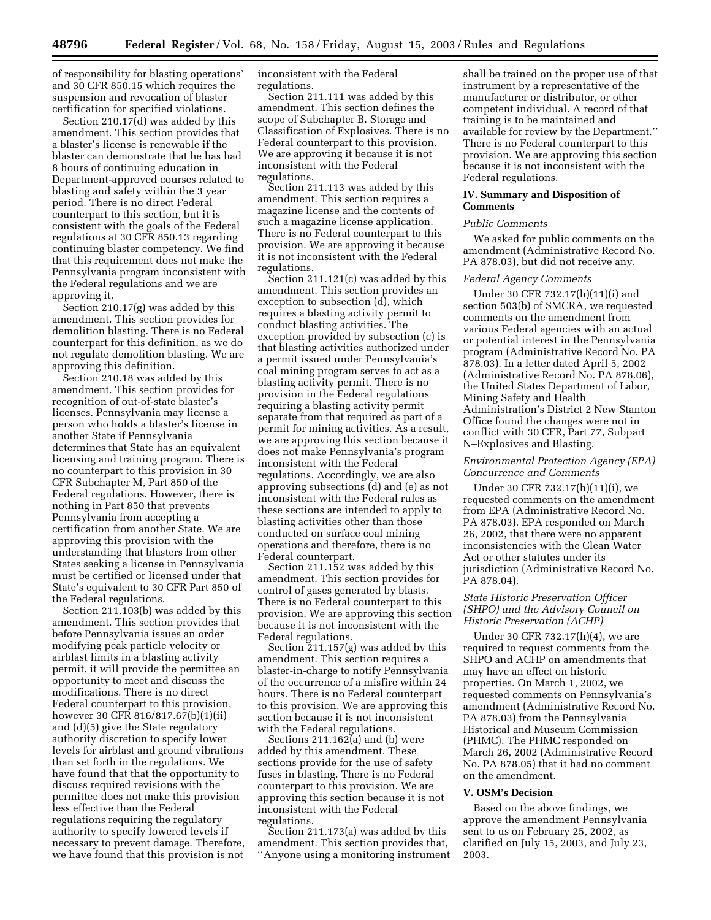of responsibility for blasting operations' and 30 CFR 850.15 which requires the suspension and revocation of blaster certification for specified violations.

Section 210.17(d) was added by this amendment. This section provides that a blaster's license is renewable if the blaster can demonstrate that he has had 8 hours of continuing education in Department-approved courses related to blasting and safety within the 3 year period. There is no direct Federal counterpart to this section, but it is consistent with the goals of the Federal regulations at 30 CFR 850.13 regarding continuing blaster competency. We find that this requirement does not make the Pennsylvania program inconsistent with the Federal regulations and we are approving it.

Section 210.17(g) was added by this amendment. This section provides for demolition blasting. There is no Federal counterpart for this definition, as we do not regulate demolition blasting. We are approving this definition.

Section 210.18 was added by this amendment. This section provides for recognition of out-of-state blaster's licenses. Pennsylvania may license a person who holds a blaster's license in another State if Pennsylvania determines that State has an equivalent licensing and training program. There is no counterpart to this provision in 30 CFR Subchapter M, Part 850 of the Federal regulations. However, there is nothing in Part 850 that prevents Pennsylvania from accepting a certification from another State. We are approving this provision with the understanding that blasters from other States seeking a license in Pennsylvania must be certified or licensed under that State's equivalent to 30 CFR Part 850 of the Federal regulations.

Section 211.103(b) was added by this amendment. This section provides that before Pennsylvania issues an order modifying peak particle velocity or airblast limits in a blasting activity permit, it will provide the permittee an opportunity to meet and discuss the modifications. There is no direct Federal counterpart to this provision, however 30 CFR 816/817.67(b)(1)(ii) and (d)(5) give the State regulatory authority discretion to specify lower levels for airblast and ground vibrations than set forth in the regulations. We have found that that the opportunity to discuss required revisions with the permittee does not make this provision less effective than the Federal regulations requiring the regulatory authority to specify lowered levels if necessary to prevent damage. Therefore, we have found that this provision is not inconsistent with the Federal regulations.

Section 211.111 was added by this amendment. This section defines the scope of Subchapter B. Storage and Classification of Explosives. There is no Federal counterpart to this provision. We are approving it because it is not inconsistent with the Federal regulations.

Section 211.113 was added by this amendment. This section requires a magazine license and the contents of such a magazine license application. There is no Federal counterpart to this provision. We are approving it because it is not inconsistent with the Federal regulations.

Section 211.121(c) was added by this amendment. This section provides an exception to subsection (d), which requires a blasting activity permit to conduct blasting activities. The exception provided by subsection (c) is that blasting activities authorized under a permit issued under Pennsylvania's coal mining program serves to act as a blasting activity permit. There is no provision in the Federal regulations requiring a blasting activity permit separate from that required as part of a permit for mining activities. As a result, we are approving this section because it does not make Pennsylvania's program inconsistent with the Federal regulations. Accordingly, we are also approving subsections (d) and (e) as not inconsistent with the Federal rules as these sections are intended to apply to blasting activities other than those conducted on surface coal mining operations and therefore, there is no Federal counterpart.

Section 211.152 was added by this amendment. This section provides for control of gases generated by blasts. There is no Federal counterpart to this provision. We are approving this section because it is not inconsistent with the Federal regulations.

Section 211.157(g) was added by this amendment. This section requires a blaster-in-charge to notify Pennsylvania of the occurrence of a misfire within 24 hours. There is no Federal counterpart to this provision. We are approving this section because it is not inconsistent with the Federal regulations.

Sections 211.162(a) and (b) were added by this amendment. These sections provide for the use of safety fuses in blasting. There is no Federal counterpart to this provision. We are approving this section because it is not inconsistent with the Federal regulations.

Section 211.173(a) was added by this amendment. This section provides that, ''Anyone using a monitoring instrument shall be trained on the proper use of that instrument by a representative of the manufacturer or distributor, or other competent individual. A record of that training is to be maintained and available for review by the Department.'' There is no Federal counterpart to this provision. We are approving this section because it is not inconsistent with the Federal regulations.

## IV. Summary and Disposition of Comments

*Public Comments*

We asked for public comments on the amendment (Administrative Record No. PA 878.03), but did not receive any.

*Federal Agency Comments*

Under 30 CFR 732.17(h)(11)(i) and section 503(b) of SMCRA, we requested comments on the amendment from various Federal agencies with an actual or potential interest in the Pennsylvania program (Administrative Record No. PA 878.03). In a letter dated April 5, 2002 (Administrative Record No. PA 878.06), the United States Department of Labor, Mining Safety and Health Administration's District 2 New Stanton Office found the changes were not in conflict with 30 CFR, Part 77, Subpart N–Explosives and Blasting.

*Environmental Protection Agency (EPA) Concurrence and Comments*

Under 30 CFR 732.17(h)(11)(i), we requested comments on the amendment from EPA (Administrative Record No. PA 878.03). EPA responded on March 26, 2002, that there were no apparent inconsistencies with the Clean Water Act or other statutes under its jurisdiction (Administrative Record No. PA 878.04).

*State Historic Preservation Officer (SHPO) and the Advisory Council on Historic Preservation (ACHP)*

Under 30 CFR 732.17(h)(4), we are required to request comments from the SHPO and ACHP on amendments that may have an effect on historic properties. On March 1, 2002, we requested comments on Pennsylvania's amendment (Administrative Record No. PA 878.03) from the Pennsylvania Historical and Museum Commission (PHMC). The PHMC responded on March 26, 2002 (Administrative Record No. PA 878.05) that it had no comment on the amendment.

## V. OSM's Decision

Based on the above findings, we approve the amendment Pennsylvania sent to us on February 25, 2002, as clarified on July 15, 2003, and July 23, 2003.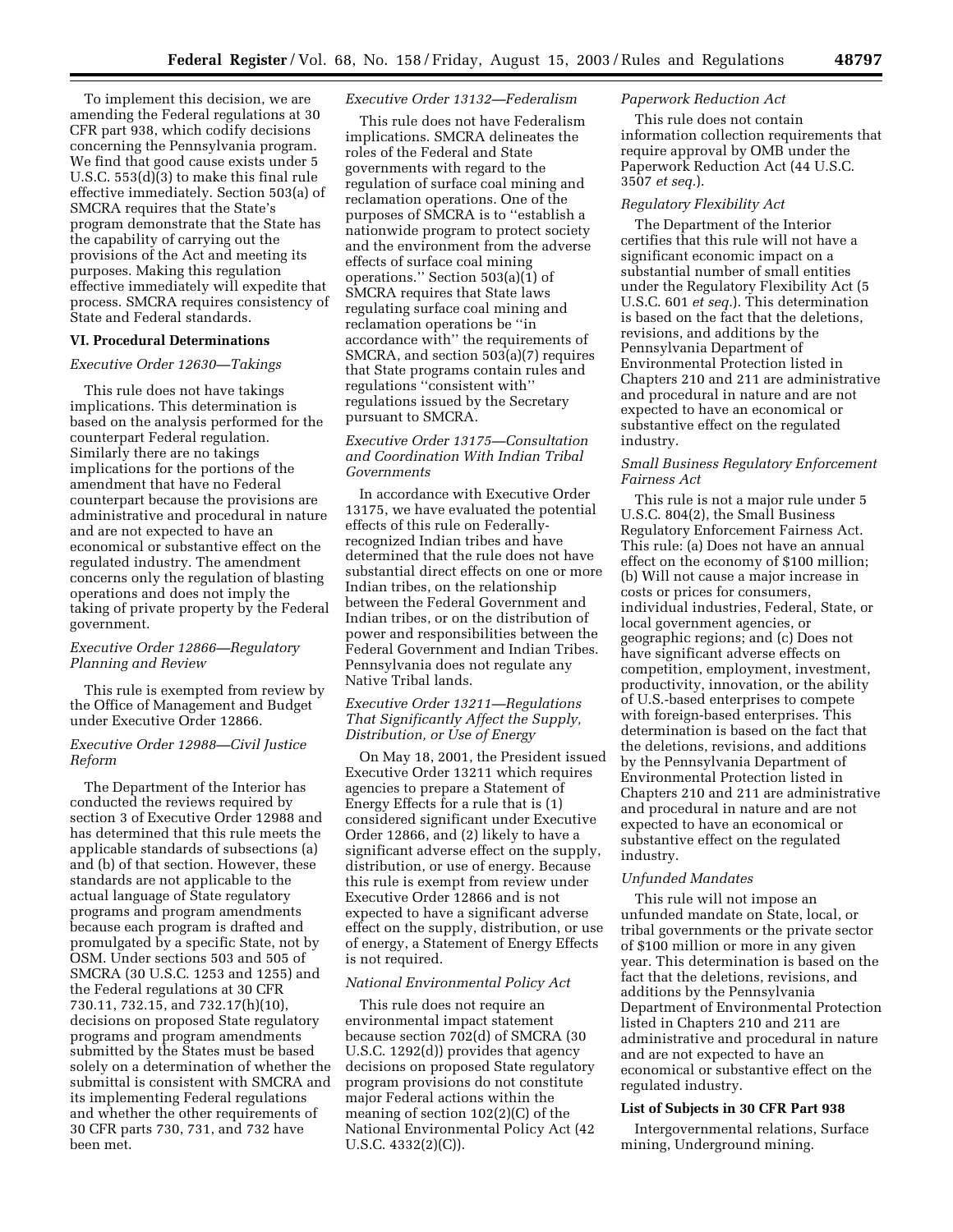To implement this decision, we are amending the Federal regulations at 30 CFR part 938, which codify decisions concerning the Pennsylvania program. We find that good cause exists under 5 U.S.C. 553(d)(3) to make this final rule effective immediately. Section 503(a) of SMCRA requires that the State's program demonstrate that the State has the capability of carrying out the provisions of the Act and meeting its purposes. Making this regulation effective immediately will expedite that process. SMCRA requires consistency of State and Federal standards.

## VI. Procedural Determinations

### *Executive Order 12630—Takings*

This rule does not have takings implications. This determination is based on the analysis performed for the counterpart Federal regulation. Similarly there are no takings implications for the portions of the amendment that have no Federal counterpart because the provisions are administrative and procedural in nature and are not expected to have an economical or substantive effect on the regulated industry. The amendment concerns only the regulation of blasting operations and does not imply the taking of private property by the Federal government.

### *Executive Order 12866—Regulatory Planning and Review*

This rule is exempted from review by the Office of Management and Budget under Executive Order 12866.

### *Executive Order 12988—Civil Justice Reform*

The Department of the Interior has conducted the reviews required by section 3 of Executive Order 12988 and has determined that this rule meets the applicable standards of subsections (a) and (b) of that section. However, these standards are not applicable to the actual language of State regulatory programs and program amendments because each program is drafted and promulgated by a specific State, not by OSM. Under sections 503 and 505 of SMCRA (30 U.S.C. 1253 and 1255) and the Federal regulations at 30 CFR 730.11, 732.15, and 732.17(h)(10), decisions on proposed State regulatory programs and program amendments submitted by the States must be based solely on a determination of whether the submittal is consistent with SMCRA and its implementing Federal regulations and whether the other requirements of 30 CFR parts 730, 731, and 732 have been met.

### *Executive Order 13132—Federalism*

This rule does not have Federalism implications. SMCRA delineates the roles of the Federal and State governments with regard to the regulation of surface coal mining and reclamation operations. One of the purposes of SMCRA is to "establish a nationwide program to protect society and the environment from the adverse effects of surface coal mining operations." Section 503(a)(1) of SMCRA requires that State laws regulating surface coal mining and reclamation operations be "in accordance with" the requirements of SMCRA, and section 503(a)(7) requires that State programs contain rules and regulations "consistent with" regulations issued by the Secretary pursuant to SMCRA.

### *Executive Order 13175—Consultation and Coordination With Indian Tribal Governments*

In accordance with Executive Order 13175, we have evaluated the potential effects of this rule on Federally-recognized Indian tribes and have determined that the rule does not have substantial direct effects on one or more Indian tribes, on the relationship between the Federal Government and Indian tribes, or on the distribution of power and responsibilities between the Federal Government and Indian Tribes. Pennsylvania does not regulate any Native Tribal lands.

### *Executive Order 13211—Regulations That Significantly Affect the Supply, Distribution, or Use of Energy*

On May 18, 2001, the President issued Executive Order 13211 which requires agencies to prepare a Statement of Energy Effects for a rule that is (1) considered significant under Executive Order 12866, and (2) likely to have a significant adverse effect on the supply, distribution, or use of energy. Because this rule is exempt from review under Executive Order 12866 and is not expected to have a significant adverse effect on the supply, distribution, or use of energy, a Statement of Energy Effects is not required.

### *National Environmental Policy Act*

This rule does not require an environmental impact statement because section 702(d) of SMCRA (30 U.S.C. 1292(d)) provides that agency decisions on proposed State regulatory program provisions do not constitute major Federal actions within the meaning of section 102(2)(C) of the National Environmental Policy Act (42 U.S.C. 4332(2)(C)).

### *Paperwork Reduction Act*

This rule does not contain information collection requirements that require approval by OMB under the Paperwork Reduction Act (44 U.S.C. 3507 *et seq.*).

### *Regulatory Flexibility Act*

The Department of the Interior certifies that this rule will not have a significant economic impact on a substantial number of small entities under the Regulatory Flexibility Act (5 U.S.C. 601 *et seq.*). This determination is based on the fact that the deletions, revisions, and additions by the Pennsylvania Department of Environmental Protection listed in Chapters 210 and 211 are administrative and procedural in nature and are not expected to have an economical or substantive effect on the regulated industry.

### *Small Business Regulatory Enforcement Fairness Act*

This rule is not a major rule under 5 U.S.C. 804(2), the Small Business Regulatory Enforcement Fairness Act. This rule: (a) Does not have an annual effect on the economy of $100 million; (b) Will not cause a major increase in costs or prices for consumers, individual industries, Federal, State, or local government agencies, or geographic regions; and (c) Does not have significant adverse effects on competition, employment, investment, productivity, innovation, or the ability of U.S.-based enterprises to compete with foreign-based enterprises. This determination is based on the fact that the deletions, revisions, and additions by the Pennsylvania Department of Environmental Protection listed in Chapters 210 and 211 are administrative and procedural in nature and are not expected to have an economical or substantive effect on the regulated industry.

### *Unfunded Mandates*

This rule will not impose an unfunded mandate on State, local, or tribal governments or the private sector of $100 million or more in any given year. This determination is based on the fact that the deletions, revisions, and additions by the Pennsylvania Department of Environmental Protection listed in Chapters 210 and 211 are administrative and procedural in nature and are not expected to have an economical or substantive effect on the regulated industry.

## List of Subjects in 30 CFR Part 938

Intergovernmental relations, Surface mining, Underground mining.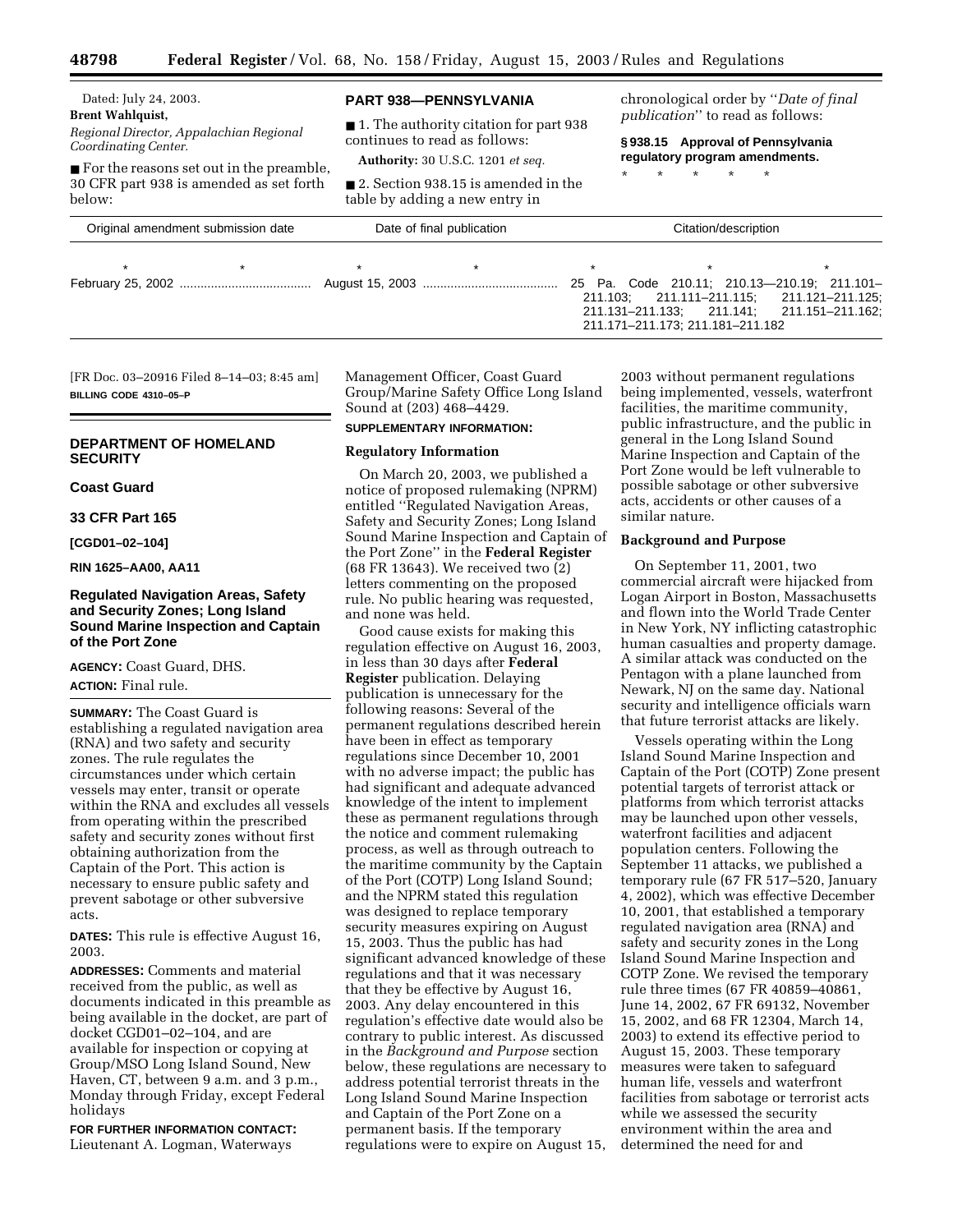Dated: July 24, 2003.

**Brent Wahlquist,**

*Regional Director, Appalachian Regional Coordinating Center.*

■ For the reasons set out in the preamble, 30 CFR part 938 is amended as set forth below:

## PART 938—PENNSYLVANIA

■ 1. The authority citation for part 938 continues to read as follows:

**Authority:** 30 U.S.C. 1201 *et seq.*

■ 2. Section 938.15 is amended in the table by adding a new entry in chronological order by ''*Date of final publication*'' to read as follows:

**§ 938.15 Approval of Pennsylvania regulatory program amendments.**

\* \* \* \* \*

| Original amendment submission date | Date of final publication | Citation/description |
|---|---|---|
| \* \* | \* \* | \* \* \* |
| February 25, 2002 | August 15, 2003 | 25 Pa. Code 210.11; 210.13—210.19; 211.101–211.103; 211.111–211.115; 211.121–211.125; 211.131–211.133; 211.141; 211.151–211.162; 211.171–211.173; 211.181–211.182 |

[FR Doc. 03–20916 Filed 8–14–03; 8:45 am]

**BILLING CODE 4310–05–P**

---

## DEPARTMENT OF HOMELAND SECURITY

### Coast Guard

### 33 CFR Part 165

**[CGD01–02–104]**

**RIN 1625–AA00, AA11**

## Regulated Navigation Areas, Safety and Security Zones; Long Island Sound Marine Inspection and Captain of the Port Zone

**AGENCY:** Coast Guard, DHS.

**ACTION:** Final rule.

**SUMMARY:** The Coast Guard is establishing a regulated navigation area (RNA) and two safety and security zones. The rule regulates the circumstances under which certain vessels may enter, transit or operate within the RNA and excludes all vessels from operating within the prescribed safety and security zones without first obtaining authorization from the Captain of the Port. This action is necessary to ensure public safety and prevent sabotage or other subversive acts.

**DATES:** This rule is effective August 16, 2003.

**ADDRESSES:** Comments and material received from the public, as well as documents indicated in this preamble as being available in the docket, are part of docket CGD01–02–104, and are available for inspection or copying at Group/MSO Long Island Sound, New Haven, CT, between 9 a.m. and 3 p.m., Monday through Friday, except Federal holidays

**FOR FURTHER INFORMATION CONTACT:** Lieutenant A. Logman, Waterways Management Officer, Coast Guard Group/Marine Safety Office Long Island Sound at (203) 468–4429.

**SUPPLEMENTARY INFORMATION:**

### Regulatory Information

On March 20, 2003, we published a notice of proposed rulemaking (NPRM) entitled ''Regulated Navigation Areas, Safety and Security Zones; Long Island Sound Marine Inspection and Captain of the Port Zone'' in the **Federal Register** (68 FR 13643). We received two (2) letters commenting on the proposed rule. No public hearing was requested, and none was held.

Good cause exists for making this regulation effective on August 16, 2003, in less than 30 days after **Federal Register** publication. Delaying publication is unnecessary for the following reasons: Several of the permanent regulations described herein have been in effect as temporary regulations since December 10, 2001 with no adverse impact; the public has had significant and adequate advanced knowledge of the intent to implement these as permanent regulations through the notice and comment rulemaking process, as well as through outreach to the maritime community by the Captain of the Port (COTP) Long Island Sound; and the NPRM stated this regulation was designed to replace temporary security measures expiring on August 15, 2003. Thus the public has had significant advanced knowledge of these regulations and that it was necessary that they be effective by August 16, 2003. Any delay encountered in this regulation's effective date would also be contrary to public interest. As discussed in the *Background and Purpose* section below, these regulations are necessary to address potential terrorist threats in the Long Island Sound Marine Inspection and Captain of the Port Zone on a permanent basis. If the temporary regulations were to expire on August 15, 2003 without permanent regulations being implemented, vessels, waterfront facilities, the maritime community, public infrastructure, and the public in general in the Long Island Sound Marine Inspection and Captain of the Port Zone would be left vulnerable to possible sabotage or other subversive acts, accidents or other causes of a similar nature.

### Background and Purpose

On September 11, 2001, two commercial aircraft were hijacked from Logan Airport in Boston, Massachusetts and flown into the World Trade Center in New York, NY inflicting catastrophic human casualties and property damage. A similar attack was conducted on the Pentagon with a plane launched from Newark, NJ on the same day. National security and intelligence officials warn that future terrorist attacks are likely.

Vessels operating within the Long Island Sound Marine Inspection and Captain of the Port (COTP) Zone present potential targets of terrorist attack or platforms from which terrorist attacks may be launched upon other vessels, waterfront facilities and adjacent population centers. Following the September 11 attacks, we published a temporary rule (67 FR 517–520, January 4, 2002), which was effective December 10, 2001, that established a temporary regulated navigation area (RNA) and safety and security zones in the Long Island Sound Marine Inspection and COTP Zone. We revised the temporary rule three times (67 FR 40859–40861, June 14, 2002, 67 FR 69132, November 15, 2002, and 68 FR 12304, March 14, 2003) to extend its effective period to August 15, 2003. These temporary measures were taken to safeguard human life, vessels and waterfront facilities from sabotage or terrorist acts while we assessed the security environment within the area and determined the need for and